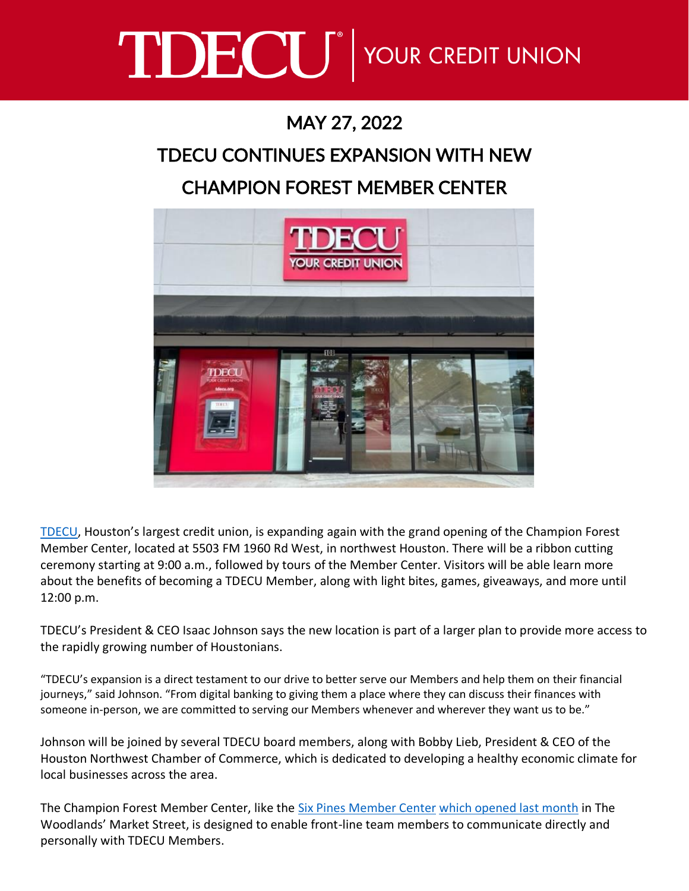# TDECU | YOUR CREDIT UNION

## MAY 27, 2022

## TDECU CONTINUES EXPANSION WITH NEW CHAMPION FOREST MEMBER CENTER

TDECU, Houston's largest credit union, is expanding again with the grand opening of the Champion Forest Member Center, located at 5503 FM 1960 Rd West, in northwest Houston. There will be a ribbon cutting ceremony starting at 9:00 a.m., followed by tours of the Member Center. Visitors will be able learn more about the benefits of becoming a TDECU Member, along with light bites, games, giveaways, and more until 12:00 p.m.

TDECU's President & CEO Isaac Johnson says the new location is part of a larger plan to provide more access to the rapidly growing number of Houstonians.

"TDECU's expansion is a direct testament to our drive to better serve our Members and help them on their financial journeys," said Johnson. "From digital banking to giving them a place where they can discuss their finances with someone in-person, we are committed to serving our Members whenever and wherever they want us to be."

Johnson will be joined by several TDECU board members, along with Bobby Lieb, President & CEO of the Houston Northwest Chamber of Commerce, which is dedicated to developing a healthy economic climate for local businesses across the area.

The Champion Forest Member Center, like the Six Pines Member Center which opened last month in The Woodlands' Market Street, is designed to enable front-line team members to communicate directly and personally with TDECU Members.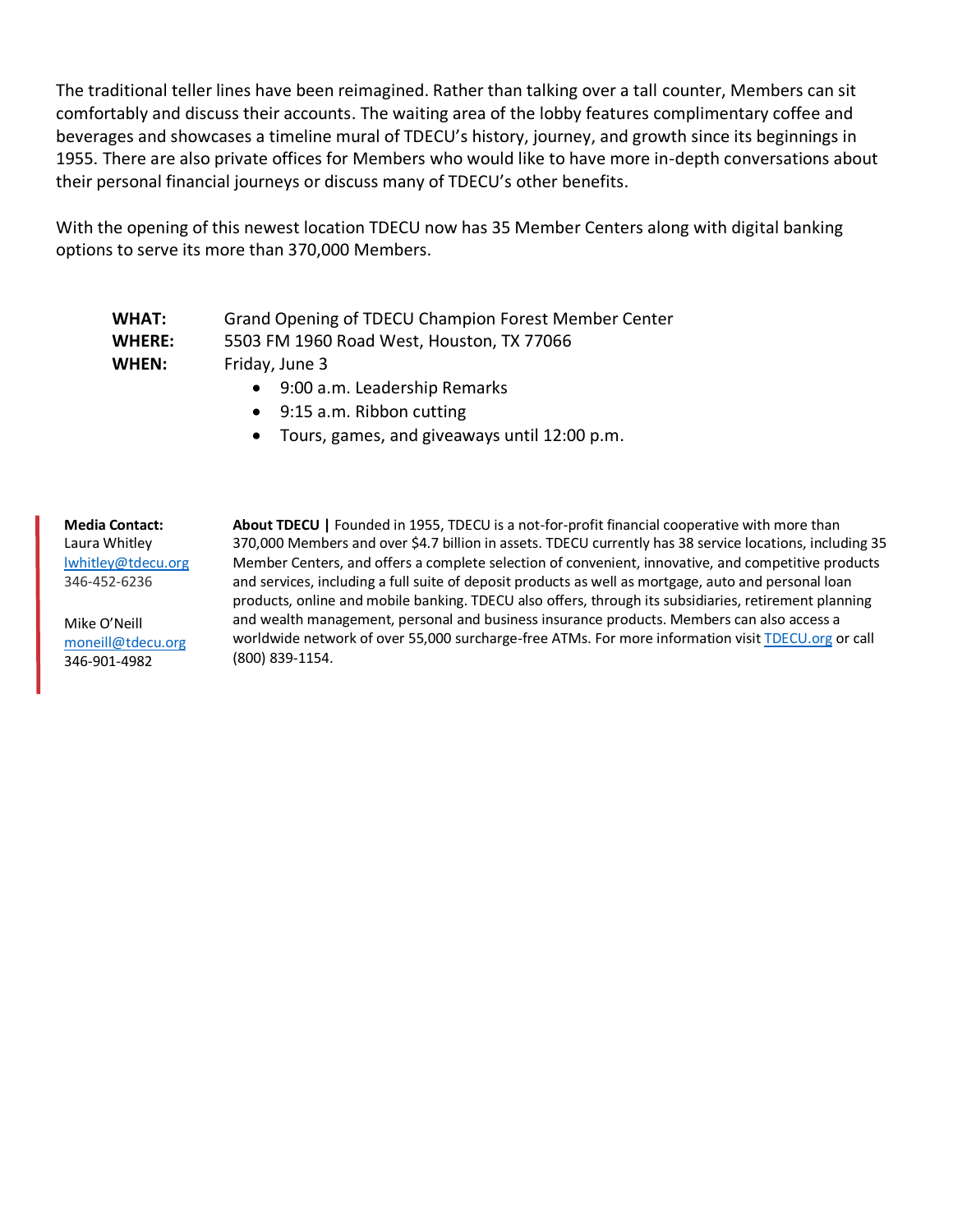The traditional teller lines have been reimagined. Rather than talking over a tall counter, Members can sit comfortably and discuss their accounts. The waiting area of the lobby features complimentary coffee and beverages and showcases a timeline mural of TDECU's history, journey, and growth since its beginnings in 1955. There are also private offices for Members who would like to have more in-depth conversations about their personal financial journeys or discuss many of TDECU's other benefits.

With the opening of this newest location TDECU now has 35 Member Centers along with digital banking options to serve its more than 370,000 Members.

**WHAT:** Grand Opening of TDECU Champion Forest Member Center
**WHERE:** 5503 FM 1960 Road West, Houston, TX 77066
**WHEN:** Friday, June 3

- 9:00 a.m. Leadership Remarks
- 9:15 a.m. Ribbon cutting
- Tours, games, and giveaways until 12:00 p.m.

**Media Contact:**
Laura Whitley
lwhitley@tdecu.org
346-452-6236

Mike O'Neill
moneill@tdecu.org
346-901-4982

**About TDECU |** Founded in 1955, TDECU is a not-for-profit financial cooperative with more than 370,000 Members and over $4.7 billion in assets. TDECU currently has 38 service locations, including 35 Member Centers, and offers a complete selection of convenient, innovative, and competitive products and services, including a full suite of deposit products as well as mortgage, auto and personal loan products, online and mobile banking. TDECU also offers, through its subsidiaries, retirement planning and wealth management, personal and business insurance products. Members can also access a worldwide network of over 55,000 surcharge-free ATMs. For more information visit TDECU.org or call (800) 839-1154.